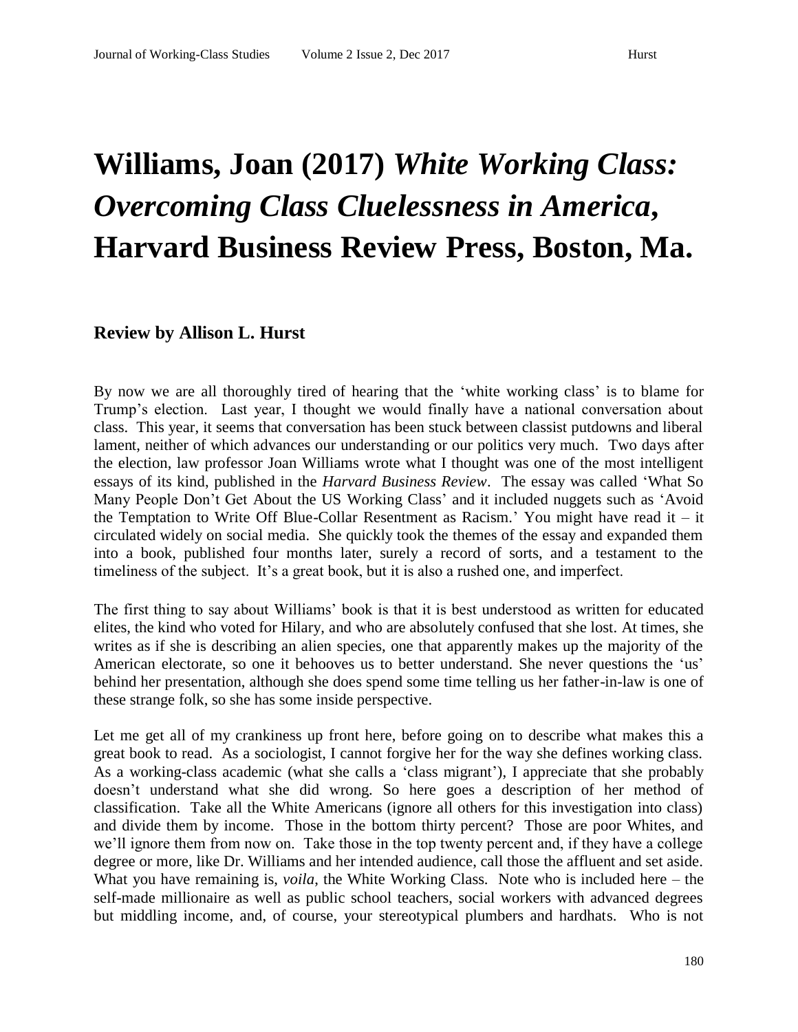# Williams, Joan (2017) *White Working Class: Overcoming Class Cluelessness in America*, Harvard Business Review Press, Boston, Ma.

### Review by Allison L. Hurst

By now we are all thoroughly tired of hearing that the 'white working class' is to blame for Trump's election. Last year, I thought we would finally have a national conversation about class. This year, it seems that conversation has been stuck between classist putdowns and liberal lament, neither of which advances our understanding or our politics very much. Two days after the election, law professor Joan Williams wrote what I thought was one of the most intelligent essays of its kind, published in the *Harvard Business Review*. The essay was called 'What So Many People Don't Get About the US Working Class' and it included nuggets such as 'Avoid the Temptation to Write Off Blue-Collar Resentment as Racism.' You might have read it – it circulated widely on social media. She quickly took the themes of the essay and expanded them into a book, published four months later, surely a record of sorts, and a testament to the timeliness of the subject. It's a great book, but it is also a rushed one, and imperfect.

The first thing to say about Williams' book is that it is best understood as written for educated elites, the kind who voted for Hilary, and who are absolutely confused that she lost. At times, she writes as if she is describing an alien species, one that apparently makes up the majority of the American electorate, so one it behooves us to better understand. She never questions the 'us' behind her presentation, although she does spend some time telling us her father-in-law is one of these strange folk, so she has some inside perspective.

Let me get all of my crankiness up front here, before going on to describe what makes this a great book to read. As a sociologist, I cannot forgive her for the way she defines working class. As a working-class academic (what she calls a 'class migrant'), I appreciate that she probably doesn't understand what she did wrong. So here goes a description of her method of classification. Take all the White Americans (ignore all others for this investigation into class) and divide them by income. Those in the bottom thirty percent? Those are poor Whites, and we'll ignore them from now on. Take those in the top twenty percent and, if they have a college degree or more, like Dr. Williams and her intended audience, call those the affluent and set aside. What you have remaining is, *voila*, the White Working Class. Note who is included here – the self-made millionaire as well as public school teachers, social workers with advanced degrees but middling income, and, of course, your stereotypical plumbers and hardhats. Who is not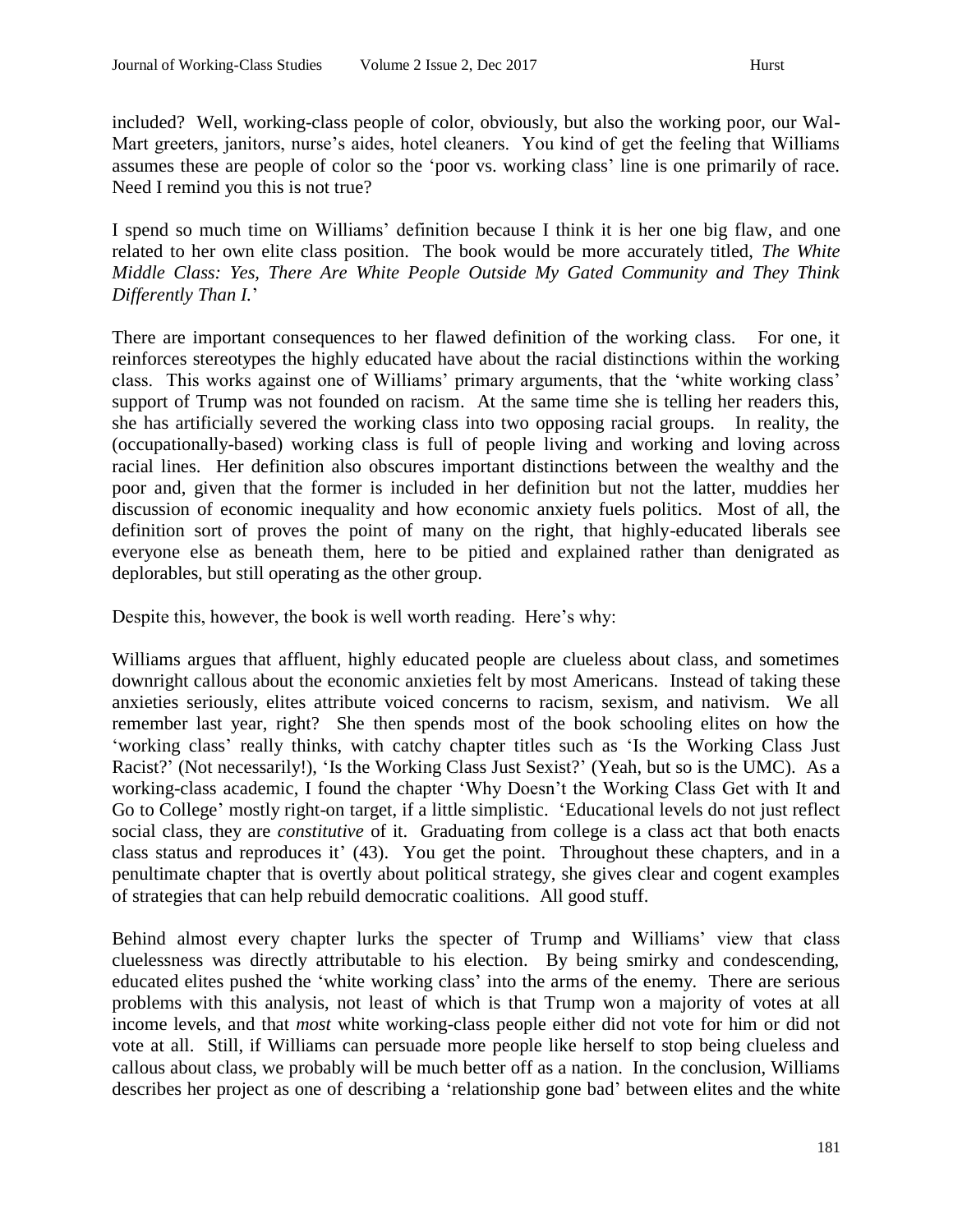included? Well, working-class people of color, obviously, but also the working poor, our Wal-Mart greeters, janitors, nurse's aides, hotel cleaners. You kind of get the feeling that Williams assumes these are people of color so the 'poor vs. working class' line is one primarily of race. Need I remind you this is not true?

I spend so much time on Williams' definition because I think it is her one big flaw, and one related to her own elite class position. The book would be more accurately titled, *The White Middle Class: Yes, There Are White People Outside My Gated Community and They Think Differently Than I.*'

There are important consequences to her flawed definition of the working class. For one, it reinforces stereotypes the highly educated have about the racial distinctions within the working class. This works against one of Williams' primary arguments, that the 'white working class' support of Trump was not founded on racism. At the same time she is telling her readers this, she has artificially severed the working class into two opposing racial groups. In reality, the (occupationally-based) working class is full of people living and working and loving across racial lines. Her definition also obscures important distinctions between the wealthy and the poor and, given that the former is included in her definition but not the latter, muddies her discussion of economic inequality and how economic anxiety fuels politics. Most of all, the definition sort of proves the point of many on the right, that highly-educated liberals see everyone else as beneath them, here to be pitied and explained rather than denigrated as deplorables, but still operating as the other group.

Despite this, however, the book is well worth reading. Here's why:

Williams argues that affluent, highly educated people are clueless about class, and sometimes downright callous about the economic anxieties felt by most Americans. Instead of taking these anxieties seriously, elites attribute voiced concerns to racism, sexism, and nativism. We all remember last year, right? She then spends most of the book schooling elites on how the 'working class' really thinks, with catchy chapter titles such as 'Is the Working Class Just Racist?' (Not necessarily!), 'Is the Working Class Just Sexist?' (Yeah, but so is the UMC). As a working-class academic, I found the chapter 'Why Doesn't the Working Class Get with It and Go to College' mostly right-on target, if a little simplistic. 'Educational levels do not just reflect social class, they are *constitutive* of it. Graduating from college is a class act that both enacts class status and reproduces it' (43). You get the point. Throughout these chapters, and in a penultimate chapter that is overtly about political strategy, she gives clear and cogent examples of strategies that can help rebuild democratic coalitions. All good stuff.

Behind almost every chapter lurks the specter of Trump and Williams' view that class cluelessness was directly attributable to his election. By being smirky and condescending, educated elites pushed the 'white working class' into the arms of the enemy. There are serious problems with this analysis, not least of which is that Trump won a majority of votes at all income levels, and that *most* white working-class people either did not vote for him or did not vote at all. Still, if Williams can persuade more people like herself to stop being clueless and callous about class, we probably will be much better off as a nation. In the conclusion, Williams describes her project as one of describing a 'relationship gone bad' between elites and the white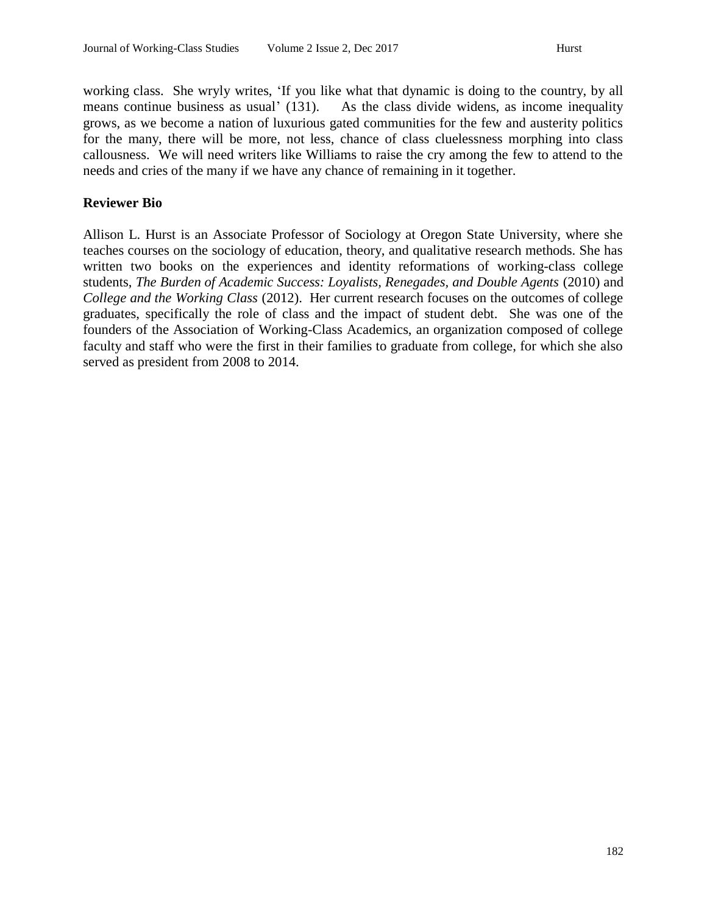working class. She wryly writes, 'If you like what that dynamic is doing to the country, by all means continue business as usual' (131). As the class divide widens, as income inequality grows, as we become a nation of luxurious gated communities for the few and austerity politics for the many, there will be more, not less, chance of class cluelessness morphing into class callousness. We will need writers like Williams to raise the cry among the few to attend to the needs and cries of the many if we have any chance of remaining in it together.

**Reviewer Bio**

Allison L. Hurst is an Associate Professor of Sociology at Oregon State University, where she teaches courses on the sociology of education, theory, and qualitative research methods. She has written two books on the experiences and identity reformations of working-class college students, *The Burden of Academic Success: Loyalists, Renegades, and Double Agents* (2010) and *College and the Working Class* (2012). Her current research focuses on the outcomes of college graduates, specifically the role of class and the impact of student debt. She was one of the founders of the Association of Working-Class Academics, an organization composed of college faculty and staff who were the first in their families to graduate from college, for which she also served as president from 2008 to 2014.